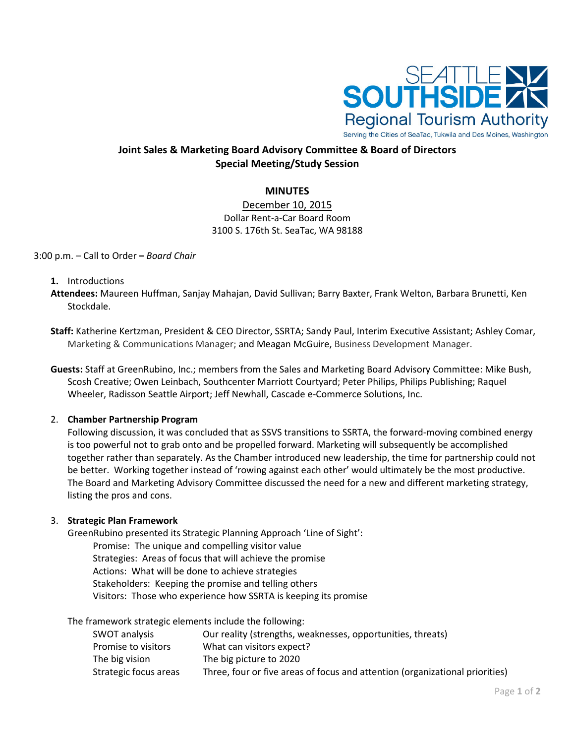SEATTLE SOUTHSIDE
Regional Tourism Authority
Serving the Cities of SeaTac, Tukwila and Des Moines, Washington

## Joint Sales & Marketing Board Advisory Committee & Board of Directors
## Special Meeting/Study Session

### MINUTES

December 10, 2015
Dollar Rent-a-Car Board Room
3100 S. 176th St. SeaTac, WA 98188

3:00 p.m. – Call to Order **–** *Board Chair*

1. Introductions

**Attendees:** Maureen Huffman, Sanjay Mahajan, David Sullivan; Barry Baxter, Frank Welton, Barbara Brunetti, Ken Stockdale.

**Staff:** Katherine Kertzman, President & CEO Director, SSRTA; Sandy Paul, Interim Executive Assistant; Ashley Comar, Marketing & Communications Manager; and Meagan McGuire, Business Development Manager.

**Guests:** Staff at GreenRubino, Inc.; members from the Sales and Marketing Board Advisory Committee: Mike Bush, Scosh Creative; Owen Leinbach, Southcenter Marriott Courtyard; Peter Philips, Philips Publishing; Raquel Wheeler, Radisson Seattle Airport; Jeff Newhall, Cascade e-Commerce Solutions, Inc.

2. **Chamber Partnership Program**

   Following discussion, it was concluded that as SSVS transitions to SSRTA, the forward-moving combined energy is too powerful not to grab onto and be propelled forward. Marketing will subsequently be accomplished together rather than separately. As the Chamber introduced new leadership, the time for partnership could not be better. Working together instead of 'rowing against each other' would ultimately be the most productive. The Board and Marketing Advisory Committee discussed the need for a new and different marketing strategy, listing the pros and cons.

3. **Strategic Plan Framework**

   GreenRubino presented its Strategic Planning Approach 'Line of Sight':

   Promise: The unique and compelling visitor value
   Strategies: Areas of focus that will achieve the promise
   Actions: What will be done to achieve strategies
   Stakeholders: Keeping the promise and telling others
   Visitors: Those who experience how SSRTA is keeping its promise

   The framework strategic elements include the following:

| | |
|---|---|
| SWOT analysis | Our reality (strengths, weaknesses, opportunities, threats) |
| Promise to visitors | What can visitors expect? |
| The big vision | The big picture to 2020 |
| Strategic focus areas | Three, four or five areas of focus and attention (organizational priorities) |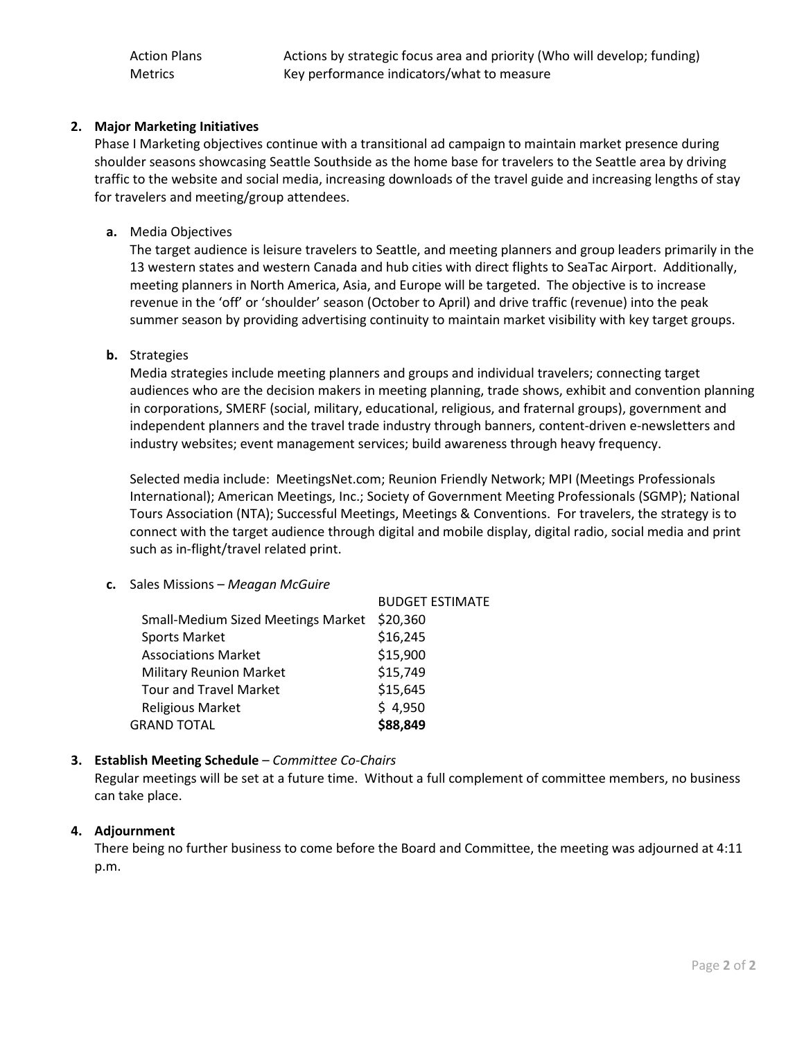| | |
|---|---|
| Action Plans | Actions by strategic focus area and priority (Who will develop; funding) |
| Metrics | Key performance indicators/what to measure |

2. **Major Marketing Initiatives**

   Phase I Marketing objectives continue with a transitional ad campaign to maintain market presence during shoulder seasons showcasing Seattle Southside as the home base for travelers to the Seattle area by driving traffic to the website and social media, increasing downloads of the travel guide and increasing lengths of stay for travelers and meeting/group attendees.

   **a.** Media Objectives

   The target audience is leisure travelers to Seattle, and meeting planners and group leaders primarily in the 13 western states and western Canada and hub cities with direct flights to SeaTac Airport. Additionally, meeting planners in North America, Asia, and Europe will be targeted. The objective is to increase revenue in the 'off' or 'shoulder' season (October to April) and drive traffic (revenue) into the peak summer season by providing advertising continuity to maintain market visibility with key target groups.

   **b.** Strategies

   Media strategies include meeting planners and groups and individual travelers; connecting target audiences who are the decision makers in meeting planning, trade shows, exhibit and convention planning in corporations, SMERF (social, military, educational, religious, and fraternal groups), government and independent planners and the travel trade industry through banners, content-driven e-newsletters and industry websites; event management services; build awareness through heavy frequency.

   Selected media include: MeetingsNet.com; Reunion Friendly Network; MPI (Meetings Professionals International); American Meetings, Inc.; Society of Government Meeting Professionals (SGMP); National Tours Association (NTA); Successful Meetings, Meetings & Conventions. For travelers, the strategy is to connect with the target audience through digital and mobile display, digital radio, social media and print such as in-flight/travel related print.

   **c.** Sales Missions – *Meagan McGuire*

   | | BUDGET ESTIMATE |
   |---|---|
   | Small-Medium Sized Meetings Market | $20,360 |
   | Sports Market | $16,245 |
   | Associations Market | $15,900 |
   | Military Reunion Market | $15,749 |
   | Tour and Travel Market | $15,645 |
   | Religious Market | $ 4,950 |
   | GRAND TOTAL | **$88,849** |

3. **Establish Meeting Schedule** – *Committee Co-Chairs*

   Regular meetings will be set at a future time. Without a full complement of committee members, no business can take place.

4. **Adjournment**

   There being no further business to come before the Board and Committee, the meeting was adjourned at 4:11 p.m.